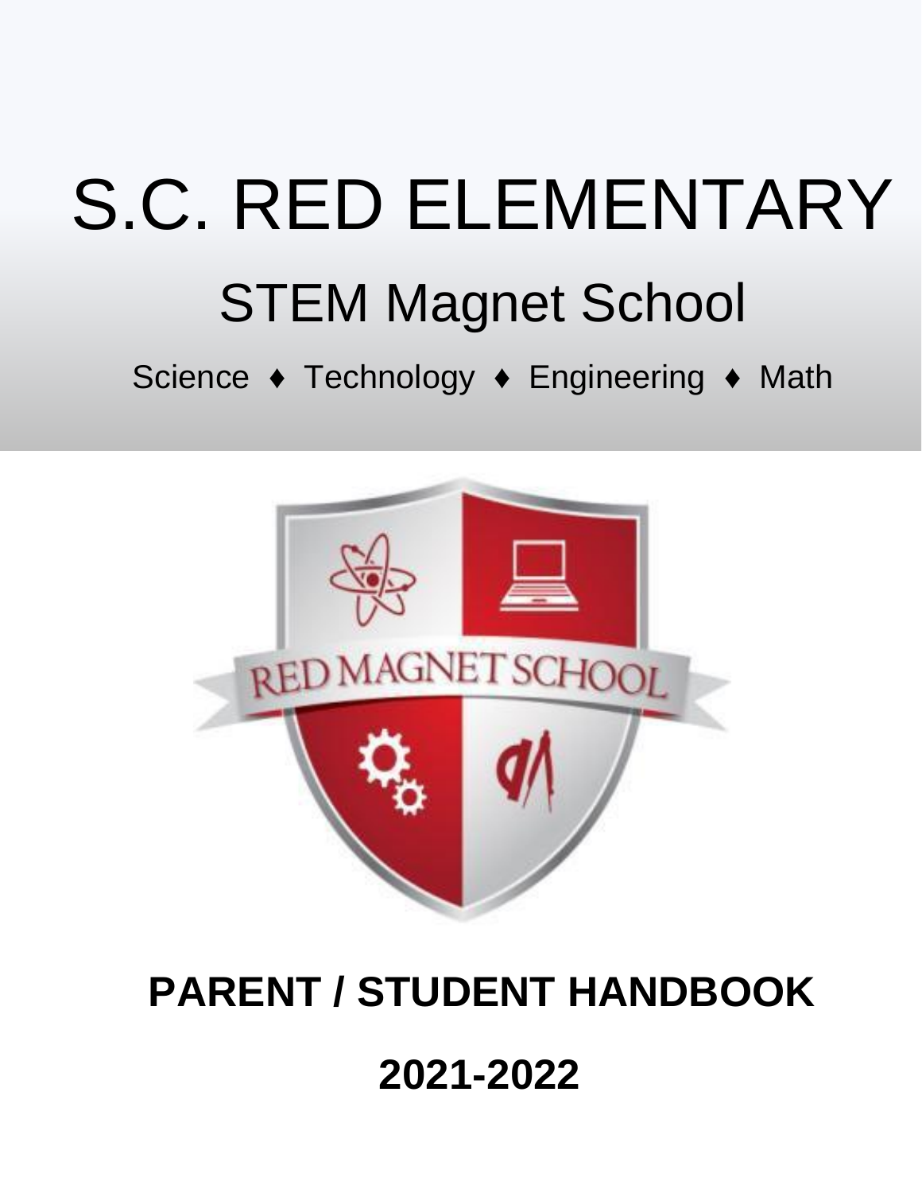# S.C. RED ELEMENTARY

## STEM Magnet School

Science ♦ Technology ♦ Engineering ♦ Math

**PARENT / STUDENT HANDBOOK**

**2021-2022**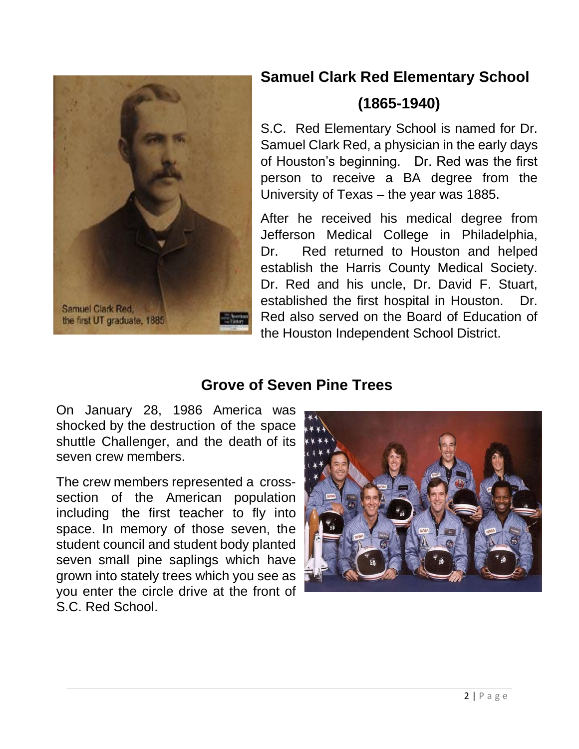## Samuel Clark Red Elementary School

### (1865-1940)

S.C. Red Elementary School is named for Dr. Samuel Clark Red, a physician in the early days of Houston's beginning. Dr. Red was the first person to receive a BA degree from the University of Texas – the year was 1885.

After he received his medical degree from Jefferson Medical College in Philadelphia, Dr. Red returned to Houston and helped establish the Harris County Medical Society. Dr. Red and his uncle, Dr. David F. Stuart, established the first hospital in Houston. Dr. Red also served on the Board of Education of the Houston Independent School District.

## Grove of Seven Pine Trees

On January 28, 1986 America was shocked by the destruction of the space shuttle Challenger, and the death of its seven crew members.

The crew members represented a cross-section of the American population including the first teacher to fly into space. In memory of those seven, the student council and student body planted seven small pine saplings which have grown into stately trees which you see as you enter the circle drive at the front of S.C. Red School.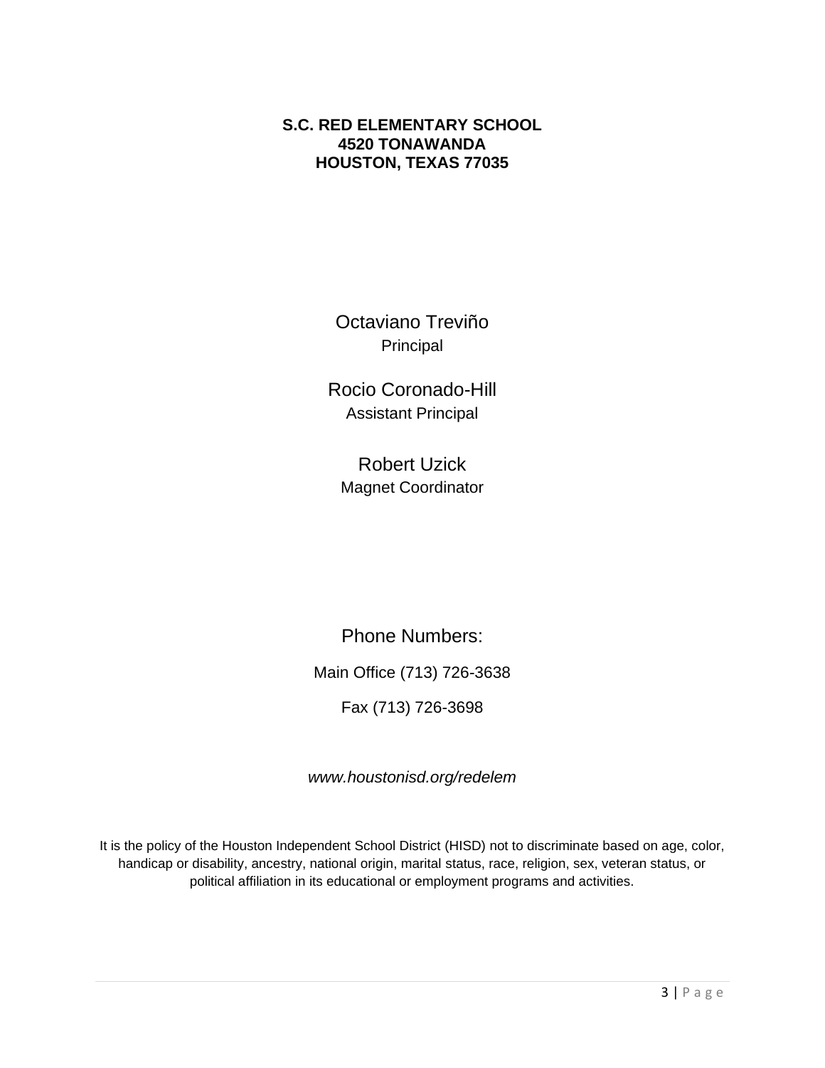**S.C. RED ELEMENTARY SCHOOL**
**4520 TONAWANDA**
**HOUSTON, TEXAS 77035**

Octaviano Treviño
Principal

Rocio Coronado-Hill
Assistant Principal

Robert Uzick
Magnet Coordinator

Phone Numbers:

Main Office (713) 726-3638

Fax (713) 726-3698

*www.houstonisd.org/redelem*

It is the policy of the Houston Independent School District (HISD) not to discriminate based on age, color, handicap or disability, ancestry, national origin, marital status, race, religion, sex, veteran status, or political affiliation in its educational or employment programs and activities.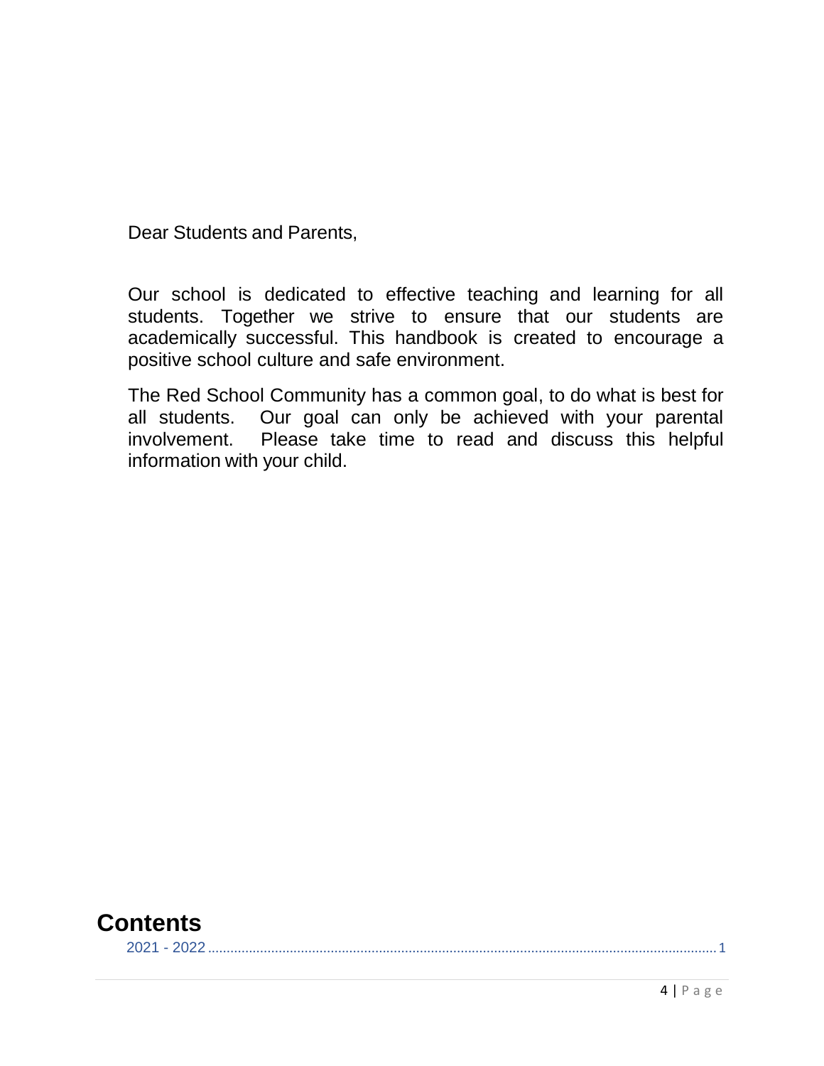Dear Students and Parents,

Our school is dedicated to effective teaching and learning for all students. Together we strive to ensure that our students are academically successful. This handbook is created to encourage a positive school culture and safe environment.

The Red School Community has a common goal, to do what is best for all students. Our goal can only be achieved with your parental involvement. Please take time to read and discuss this helpful information with your child.

# Contents

2021 - 2022 .......................................................................................................... 1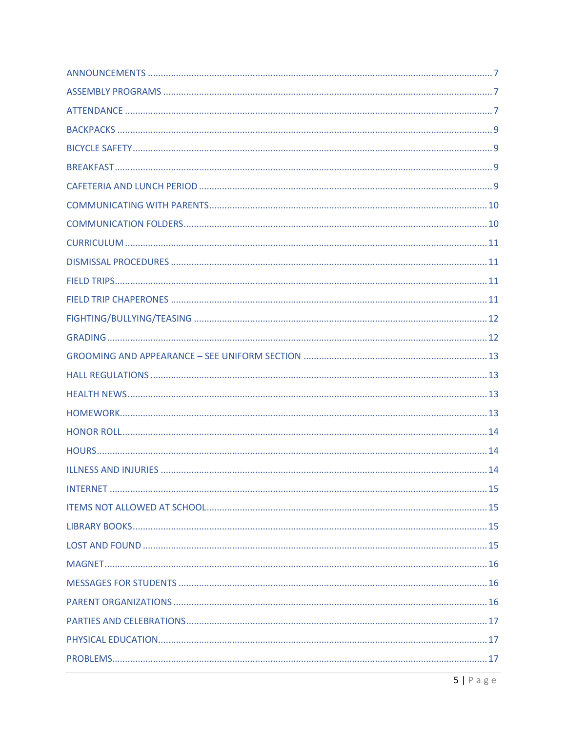ANNOUNCEMENTS .......... 7

ASSEMBLY PROGRAMS .......... 7

ATTENDANCE .......... 7

BACKPACKS .......... 9

BICYCLE SAFETY .......... 9

BREAKFAST .......... 9

CAFETERIA AND LUNCH PERIOD .......... 9

COMMUNICATING WITH PARENTS .......... 10

COMMUNICATION FOLDERS .......... 10

CURRICULUM .......... 11

DISMISSAL PROCEDURES .......... 11

FIELD TRIPS .......... 11

FIELD TRIP CHAPERONES .......... 11

FIGHTING/BULLYING/TEASING .......... 12

GRADING .......... 12

GROOMING AND APPEARANCE – SEE UNIFORM SECTION .......... 13

HALL REGULATIONS .......... 13

HEALTH NEWS .......... 13

HOMEWORK .......... 13

HONOR ROLL .......... 14

HOURS .......... 14

ILLNESS AND INJURIES .......... 14

INTERNET .......... 15

ITEMS NOT ALLOWED AT SCHOOL .......... 15

LIBRARY BOOKS .......... 15

LOST AND FOUND .......... 15

MAGNET .......... 16

MESSAGES FOR STUDENTS .......... 16

PARENT ORGANIZATIONS .......... 16

PARTIES AND CELEBRATIONS .......... 17

PHYSICAL EDUCATION .......... 17

PROBLEMS .......... 17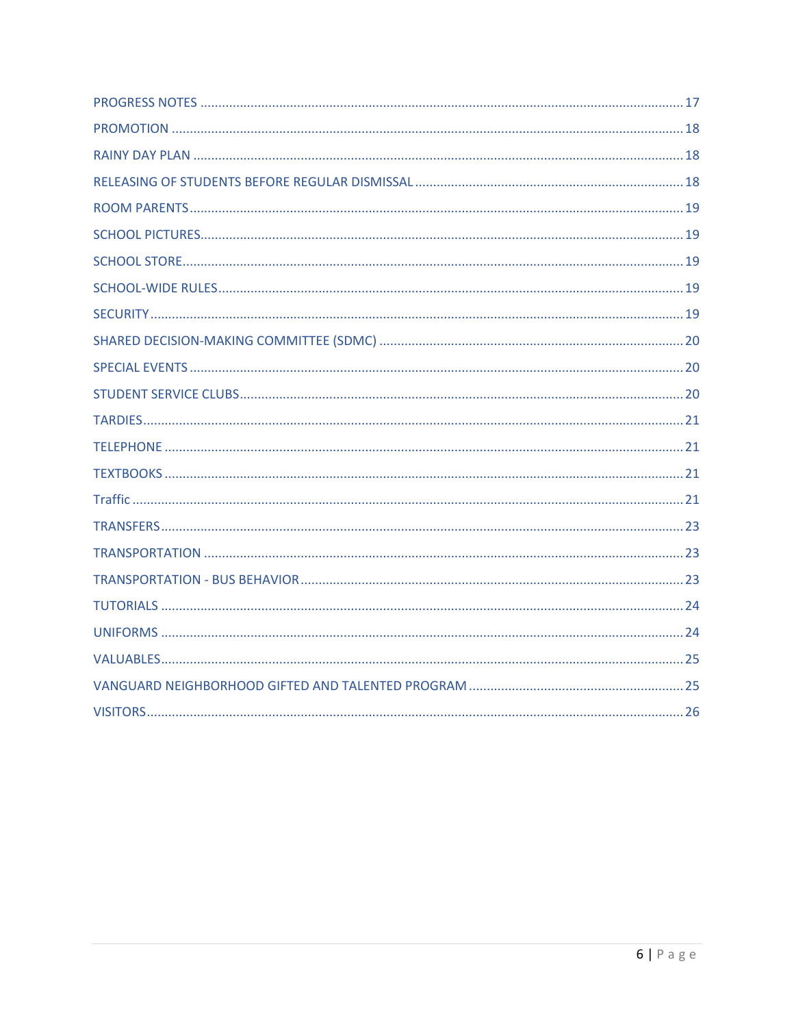PROGRESS NOTES ........................................................................................................................ 17

PROMOTION ............................................................................................................................... 18

RAINY DAY PLAN ........................................................................................................................ 18

RELEASING OF STUDENTS BEFORE REGULAR DISMISSAL .......................................................................... 18

ROOM PARENTS .......................................................................................................................... 19

SCHOOL PICTURES ...................................................................................................................... 19

SCHOOL STORE ........................................................................................................................... 19

SCHOOL-WIDE RULES ................................................................................................................... 19

SECURITY ................................................................................................................................... 19

SHARED DECISION-MAKING COMMITTEE (SDMC) ..................................................................................... 20

SPECIAL EVENTS ......................................................................................................................... 20

STUDENT SERVICE CLUBS .............................................................................................................. 20

TARDIES .................................................................................................................................... 21

TELEPHONE ................................................................................................................................ 21

TEXTBOOKS ............................................................................................................................... 21

Traffic ....................................................................................................................................... 21

TRANSFERS ................................................................................................................................ 23

TRANSPORTATION ....................................................................................................................... 23

TRANSPORTATION - BUS BEHAVIOR ................................................................................................... 23

TUTORIALS ................................................................................................................................ 24

UNIFORMS ................................................................................................................................. 24

VALUABLES ................................................................................................................................ 25

VANGUARD NEIGHBORHOOD GIFTED AND TALENTED PROGRAM ............................................................. 25

VISITORS ................................................................................................................................... 26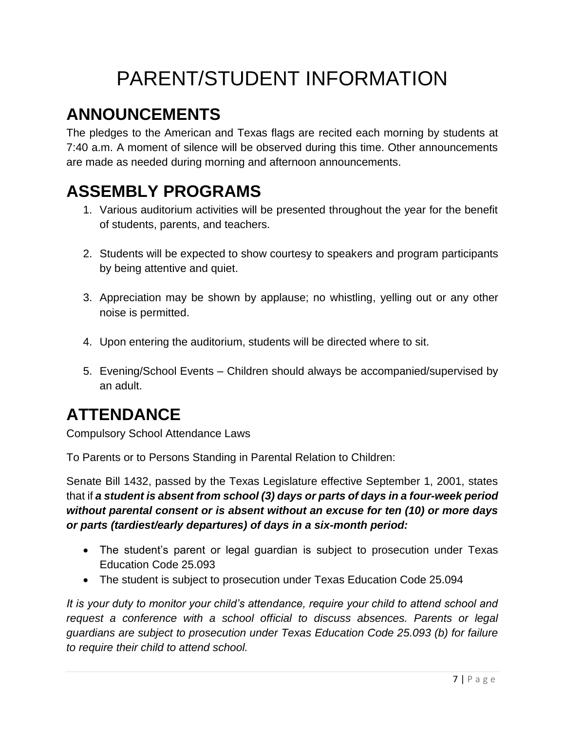# PARENT/STUDENT INFORMATION

## ANNOUNCEMENTS

The pledges to the American and Texas flags are recited each morning by students at 7:40 a.m. A moment of silence will be observed during this time. Other announcements are made as needed during morning and afternoon announcements.

## ASSEMBLY PROGRAMS

1. Various auditorium activities will be presented throughout the year for the benefit of students, parents, and teachers.

2. Students will be expected to show courtesy to speakers and program participants by being attentive and quiet.

3. Appreciation may be shown by applause; no whistling, yelling out or any other noise is permitted.

4. Upon entering the auditorium, students will be directed where to sit.

5. Evening/School Events – Children should always be accompanied/supervised by an adult.

## ATTENDANCE

Compulsory School Attendance Laws

To Parents or to Persons Standing in Parental Relation to Children:

Senate Bill 1432, passed by the Texas Legislature effective September 1, 2001, states that if ***a student is absent from school (3) days or parts of days in a four-week period without parental consent or is absent without an excuse for ten (10) or more days or parts (tardiest/early departures) of days in a six-month period:***

- The student's parent or legal guardian is subject to prosecution under Texas Education Code 25.093
- The student is subject to prosecution under Texas Education Code 25.094

*It is your duty to monitor your child's attendance, require your child to attend school and request a conference with a school official to discuss absences. Parents or legal guardians are subject to prosecution under Texas Education Code 25.093 (b) for failure to require their child to attend school.*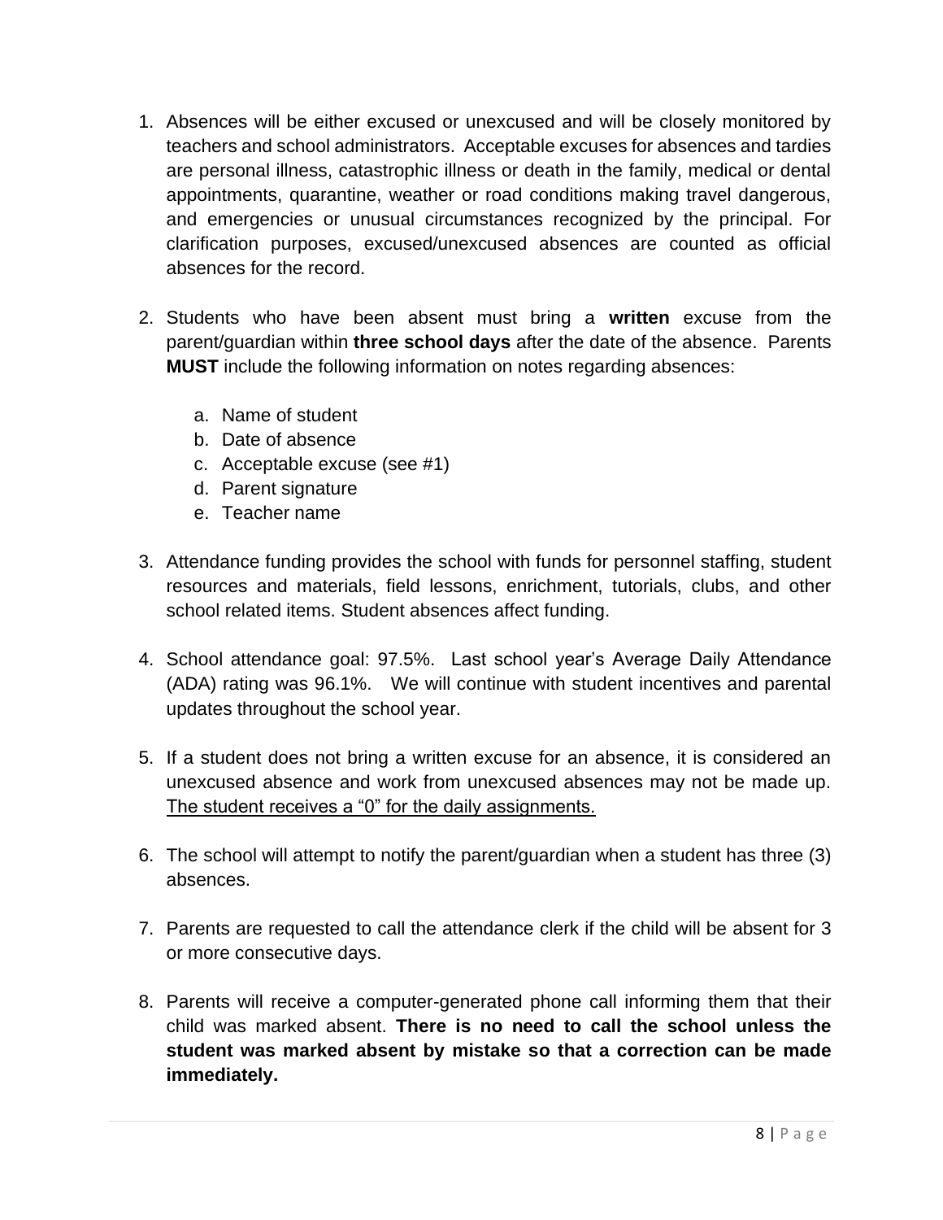1. Absences will be either excused or unexcused and will be closely monitored by teachers and school administrators. Acceptable excuses for absences and tardies are personal illness, catastrophic illness or death in the family, medical or dental appointments, quarantine, weather or road conditions making travel dangerous, and emergencies or unusual circumstances recognized by the principal. For clarification purposes, excused/unexcused absences are counted as official absences for the record.

2. Students who have been absent must bring a **written** excuse from the parent/guardian within **three school days** after the date of the absence. Parents **MUST** include the following information on notes regarding absences:

   a. Name of student
   b. Date of absence
   c. Acceptable excuse (see #1)
   d. Parent signature
   e. Teacher name

3. Attendance funding provides the school with funds for personnel staffing, student resources and materials, field lessons, enrichment, tutorials, clubs, and other school related items. Student absences affect funding.

4. School attendance goal: 97.5%. Last school year's Average Daily Attendance (ADA) rating was 96.1%. We will continue with student incentives and parental updates throughout the school year.

5. If a student does not bring a written excuse for an absence, it is considered an unexcused absence and work from unexcused absences may not be made up. <u>The student receives a "0" for the daily assignments.</u>

6. The school will attempt to notify the parent/guardian when a student has three (3) absences.

7. Parents are requested to call the attendance clerk if the child will be absent for 3 or more consecutive days.

8. Parents will receive a computer-generated phone call informing them that their child was marked absent. **There is no need to call the school unless the student was marked absent by mistake so that a correction can be made immediately.**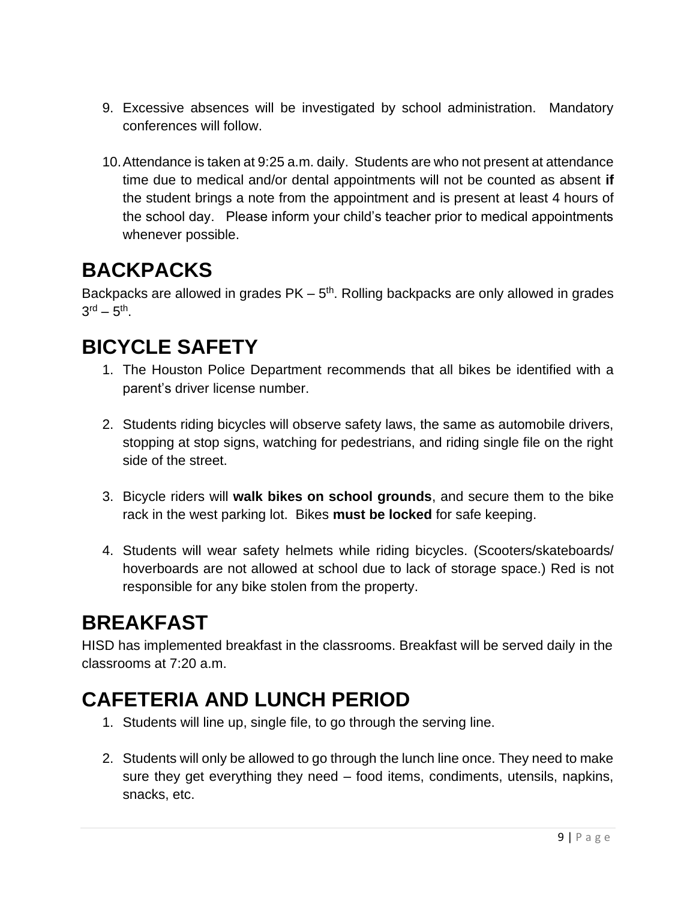9. Excessive absences will be investigated by school administration. Mandatory conferences will follow.

10. Attendance is taken at 9:25 a.m. daily. Students are who not present at attendance time due to medical and/or dental appointments will not be counted as absent **if** the student brings a note from the appointment and is present at least 4 hours of the school day. Please inform your child's teacher prior to medical appointments whenever possible.

# BACKPACKS

Backpacks are allowed in grades PK – 5th. Rolling backpacks are only allowed in grades 3rd – 5th.

# BICYCLE SAFETY

1. The Houston Police Department recommends that all bikes be identified with a parent's driver license number.

2. Students riding bicycles will observe safety laws, the same as automobile drivers, stopping at stop signs, watching for pedestrians, and riding single file on the right side of the street.

3. Bicycle riders will **walk bikes on school grounds**, and secure them to the bike rack in the west parking lot. Bikes **must be locked** for safe keeping.

4. Students will wear safety helmets while riding bicycles. (Scooters/skateboards/ hoverboards are not allowed at school due to lack of storage space.) Red is not responsible for any bike stolen from the property.

# BREAKFAST

HISD has implemented breakfast in the classrooms. Breakfast will be served daily in the classrooms at 7:20 a.m.

# CAFETERIA AND LUNCH PERIOD

1. Students will line up, single file, to go through the serving line.

2. Students will only be allowed to go through the lunch line once. They need to make sure they get everything they need – food items, condiments, utensils, napkins, snacks, etc.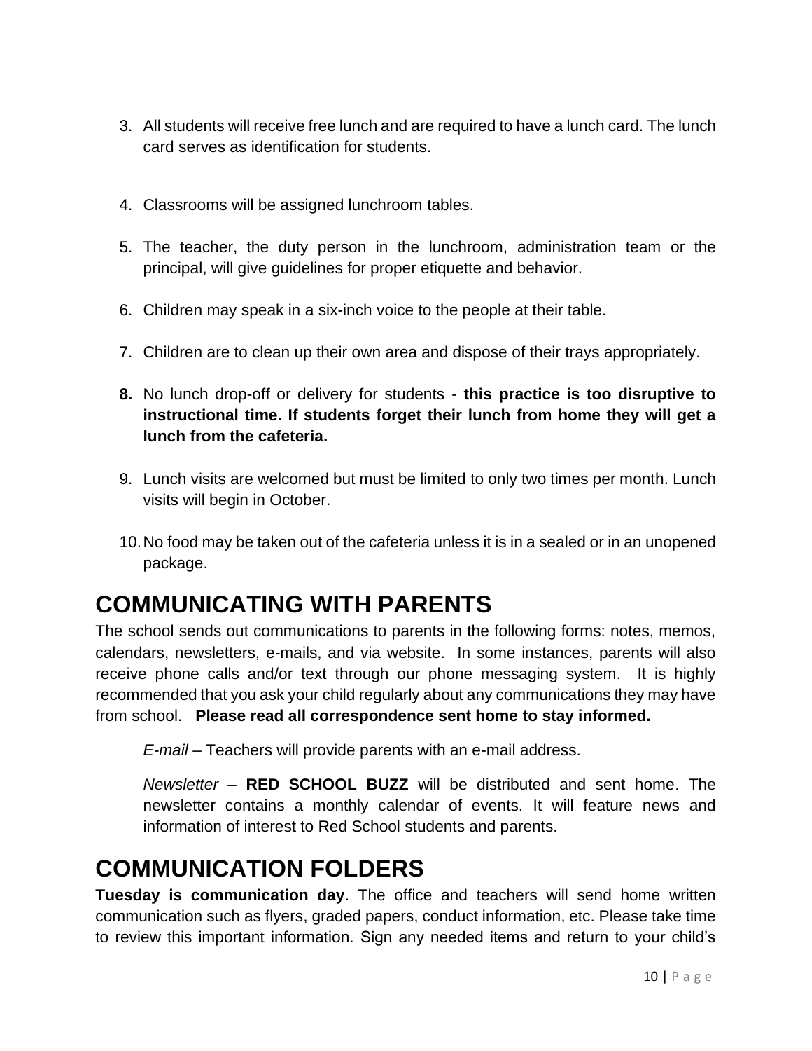3. All students will receive free lunch and are required to have a lunch card. The lunch card serves as identification for students.

4. Classrooms will be assigned lunchroom tables.

5. The teacher, the duty person in the lunchroom, administration team or the principal, will give guidelines for proper etiquette and behavior.

6. Children may speak in a six-inch voice to the people at their table.

7. Children are to clean up their own area and dispose of their trays appropriately.

8. No lunch drop-off or delivery for students - **this practice is too disruptive to instructional time. If students forget their lunch from home they will get a lunch from the cafeteria.**

9. Lunch visits are welcomed but must be limited to only two times per month. Lunch visits will begin in October.

10. No food may be taken out of the cafeteria unless it is in a sealed or in an unopened package.

# COMMUNICATING WITH PARENTS

The school sends out communications to parents in the following forms: notes, memos, calendars, newsletters, e-mails, and via website. In some instances, parents will also receive phone calls and/or text through our phone messaging system. It is highly recommended that you ask your child regularly about any communications they may have from school. **Please read all correspondence sent home to stay informed.**

*E-mail* – Teachers will provide parents with an e-mail address.

*Newsletter* – **RED SCHOOL BUZZ** will be distributed and sent home. The newsletter contains a monthly calendar of events. It will feature news and information of interest to Red School students and parents.

# COMMUNICATION FOLDERS

**Tuesday is communication day**. The office and teachers will send home written communication such as flyers, graded papers, conduct information, etc. Please take time to review this important information. Sign any needed items and return to your child's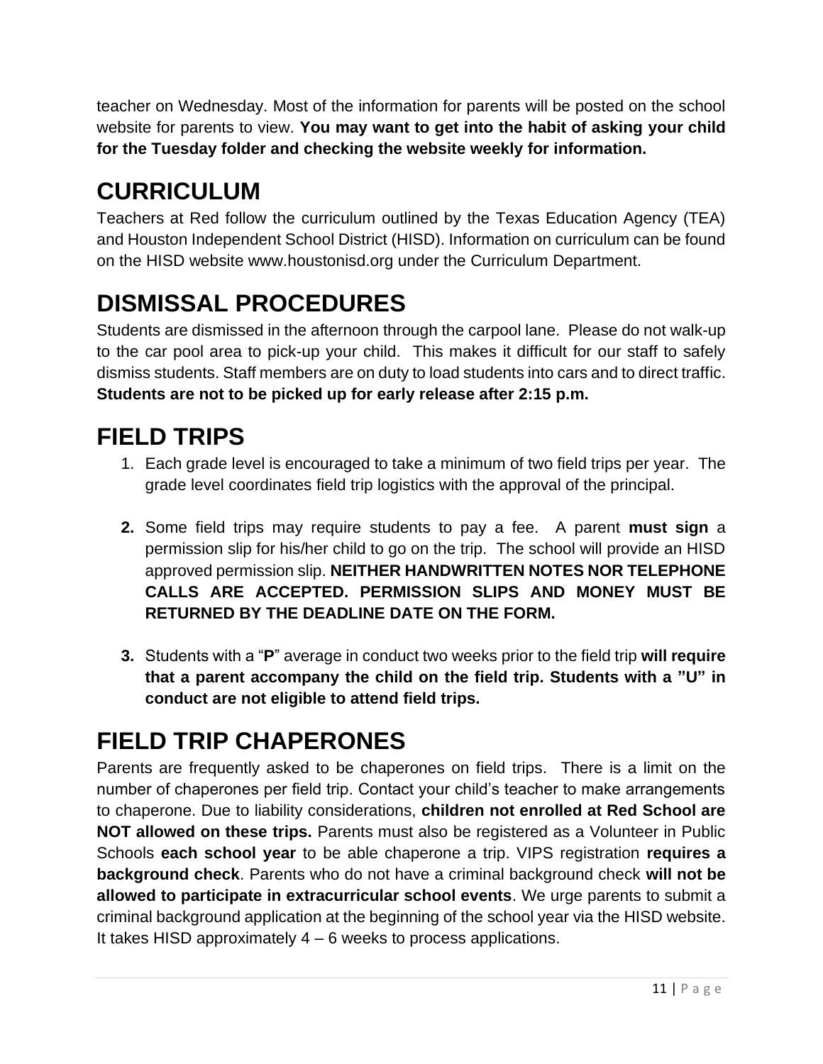teacher on Wednesday. Most of the information for parents will be posted on the school website for parents to view. **You may want to get into the habit of asking your child for the Tuesday folder and checking the website weekly for information.**

# CURRICULUM

Teachers at Red follow the curriculum outlined by the Texas Education Agency (TEA) and Houston Independent School District (HISD). Information on curriculum can be found on the HISD website www.houstonisd.org under the Curriculum Department.

# DISMISSAL PROCEDURES

Students are dismissed in the afternoon through the carpool lane. Please do not walk-up to the car pool area to pick-up your child. This makes it difficult for our staff to safely dismiss students. Staff members are on duty to load students into cars and to direct traffic. **Students are not to be picked up for early release after 2:15 p.m.**

# FIELD TRIPS

1. Each grade level is encouraged to take a minimum of two field trips per year. The grade level coordinates field trip logistics with the approval of the principal.

2. Some field trips may require students to pay a fee. A parent **must sign** a permission slip for his/her child to go on the trip. The school will provide an HISD approved permission slip. **NEITHER HANDWRITTEN NOTES NOR TELEPHONE CALLS ARE ACCEPTED. PERMISSION SLIPS AND MONEY MUST BE RETURNED BY THE DEADLINE DATE ON THE FORM.**

3. Students with a "**P**" average in conduct two weeks prior to the field trip **will require that a parent accompany the child on the field trip. Students with a "U" in conduct are not eligible to attend field trips.**

# FIELD TRIP CHAPERONES

Parents are frequently asked to be chaperones on field trips. There is a limit on the number of chaperones per field trip. Contact your child's teacher to make arrangements to chaperone. Due to liability considerations, **children not enrolled at Red School are NOT allowed on these trips.** Parents must also be registered as a Volunteer in Public Schools **each school year** to be able chaperone a trip. VIPS registration **requires a background check**. Parents who do not have a criminal background check **will not be allowed to participate in extracurricular school events**. We urge parents to submit a criminal background application at the beginning of the school year via the HISD website. It takes HISD approximately 4 – 6 weeks to process applications.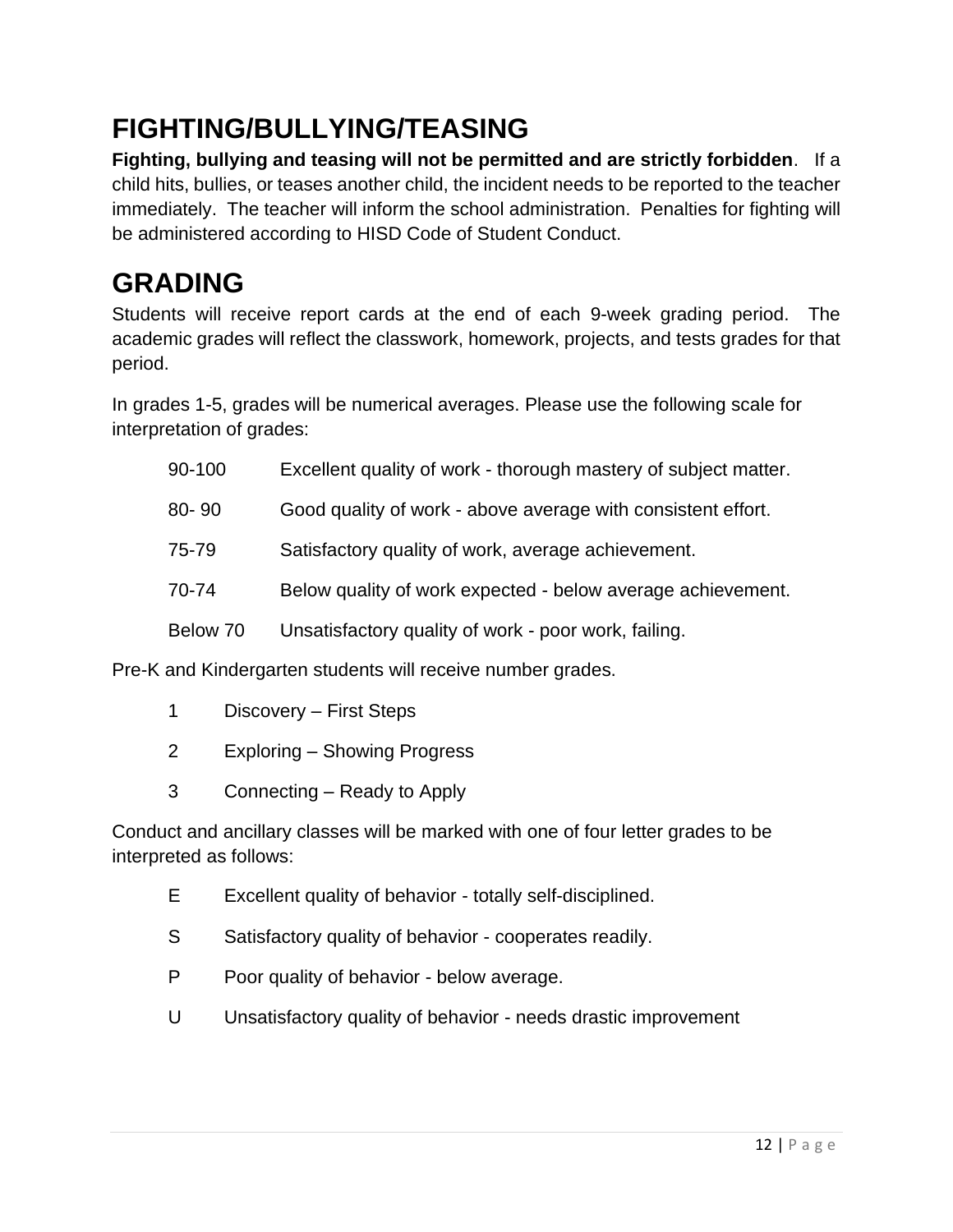# FIGHTING/BULLYING/TEASING

**Fighting, bullying and teasing will not be permitted and are strictly forbidden**. If a child hits, bullies, or teases another child, the incident needs to be reported to the teacher immediately. The teacher will inform the school administration. Penalties for fighting will be administered according to HISD Code of Student Conduct.

# GRADING

Students will receive report cards at the end of each 9-week grading period. The academic grades will reflect the classwork, homework, projects, and tests grades for that period.

In grades 1-5, grades will be numerical averages. Please use the following scale for interpretation of grades:

| | |
|---|---|
| 90-100 | Excellent quality of work - thorough mastery of subject matter. |
| 80- 90 | Good quality of work - above average with consistent effort. |
| 75-79 | Satisfactory quality of work, average achievement. |
| 70-74 | Below quality of work expected - below average achievement. |
| Below 70 | Unsatisfactory quality of work - poor work, failing. |

Pre-K and Kindergarten students will receive number grades.

| | |
|---|---|
| 1 | Discovery – First Steps |
| 2 | Exploring – Showing Progress |
| 3 | Connecting – Ready to Apply |

Conduct and ancillary classes will be marked with one of four letter grades to be interpreted as follows:

| | |
|---|---|
| E | Excellent quality of behavior - totally self-disciplined. |
| S | Satisfactory quality of behavior - cooperates readily. |
| P | Poor quality of behavior - below average. |
| U | Unsatisfactory quality of behavior - needs drastic improvement |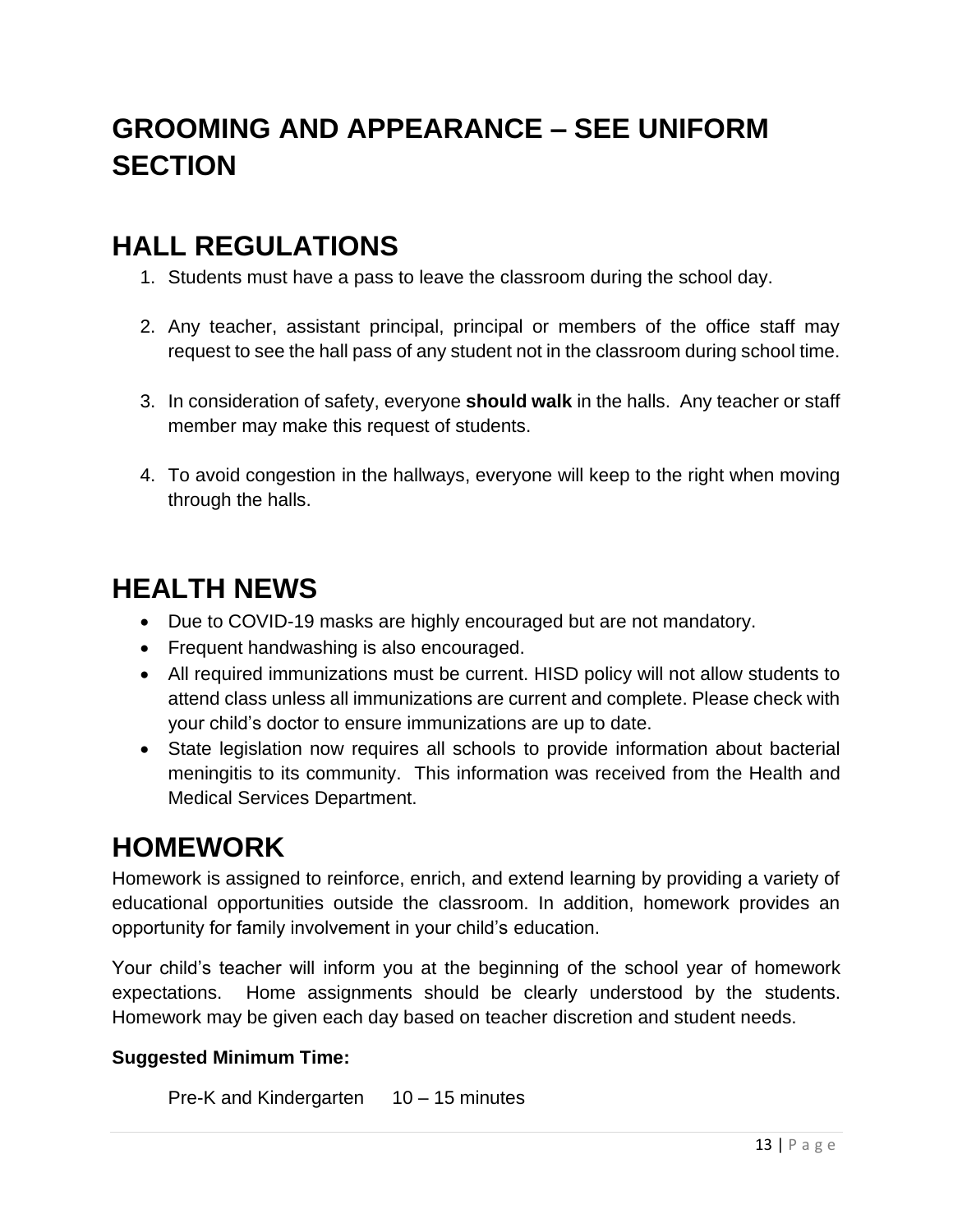# GROOMING AND APPEARANCE – SEE UNIFORM SECTION

# HALL REGULATIONS

1. Students must have a pass to leave the classroom during the school day.

2. Any teacher, assistant principal, principal or members of the office staff may request to see the hall pass of any student not in the classroom during school time.

3. In consideration of safety, everyone **should walk** in the halls. Any teacher or staff member may make this request of students.

4. To avoid congestion in the hallways, everyone will keep to the right when moving through the halls.

# HEALTH NEWS

- Due to COVID-19 masks are highly encouraged but are not mandatory.
- Frequent handwashing is also encouraged.
- All required immunizations must be current. HISD policy will not allow students to attend class unless all immunizations are current and complete. Please check with your child's doctor to ensure immunizations are up to date.
- State legislation now requires all schools to provide information about bacterial meningitis to its community. This information was received from the Health and Medical Services Department.

# HOMEWORK

Homework is assigned to reinforce, enrich, and extend learning by providing a variety of educational opportunities outside the classroom. In addition, homework provides an opportunity for family involvement in your child's education.

Your child's teacher will inform you at the beginning of the school year of homework expectations. Home assignments should be clearly understood by the students. Homework may be given each day based on teacher discretion and student needs.

**Suggested Minimum Time:**

Pre-K and Kindergarten 10 – 15 minutes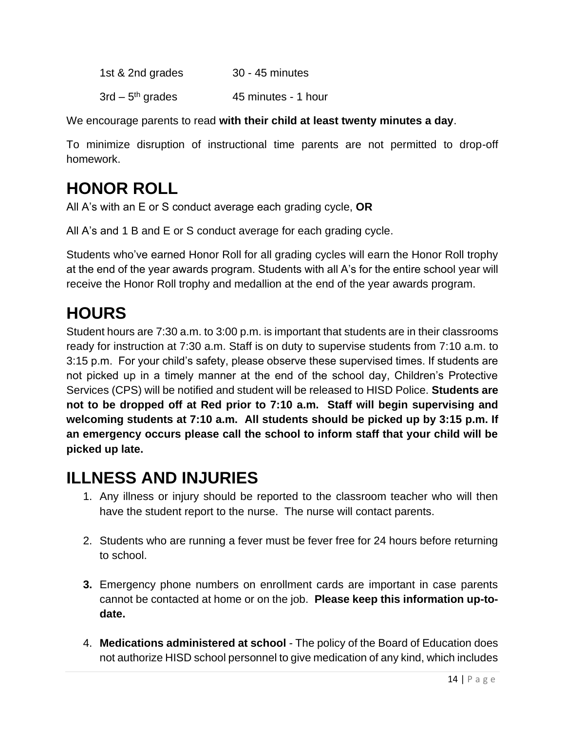| | |
|---|---|
| 1st & 2nd grades | 30 - 45 minutes |
| 3rd – 5th grades | 45 minutes - 1 hour |

We encourage parents to read **with their child at least twenty minutes a day**.

To minimize disruption of instructional time parents are not permitted to drop-off homework.

# HONOR ROLL

All A's with an E or S conduct average each grading cycle, **OR**

All A's and 1 B and E or S conduct average for each grading cycle.

Students who've earned Honor Roll for all grading cycles will earn the Honor Roll trophy at the end of the year awards program. Students with all A's for the entire school year will receive the Honor Roll trophy and medallion at the end of the year awards program.

# HOURS

Student hours are 7:30 a.m. to 3:00 p.m. is important that students are in their classrooms ready for instruction at 7:30 a.m. Staff is on duty to supervise students from 7:10 a.m. to 3:15 p.m. For your child's safety, please observe these supervised times. If students are not picked up in a timely manner at the end of the school day, Children's Protective Services (CPS) will be notified and student will be released to HISD Police. **Students are not to be dropped off at Red prior to 7:10 a.m. Staff will begin supervising and welcoming students at 7:10 a.m. All students should be picked up by 3:15 p.m. If an emergency occurs please call the school to inform staff that your child will be picked up late.**

# ILLNESS AND INJURIES

1. Any illness or injury should be reported to the classroom teacher who will then have the student report to the nurse. The nurse will contact parents.

2. Students who are running a fever must be fever free for 24 hours before returning to school.

3. Emergency phone numbers on enrollment cards are important in case parents cannot be contacted at home or on the job. **Please keep this information up-to-date.**

4. **Medications administered at school** - The policy of the Board of Education does not authorize HISD school personnel to give medication of any kind, which includes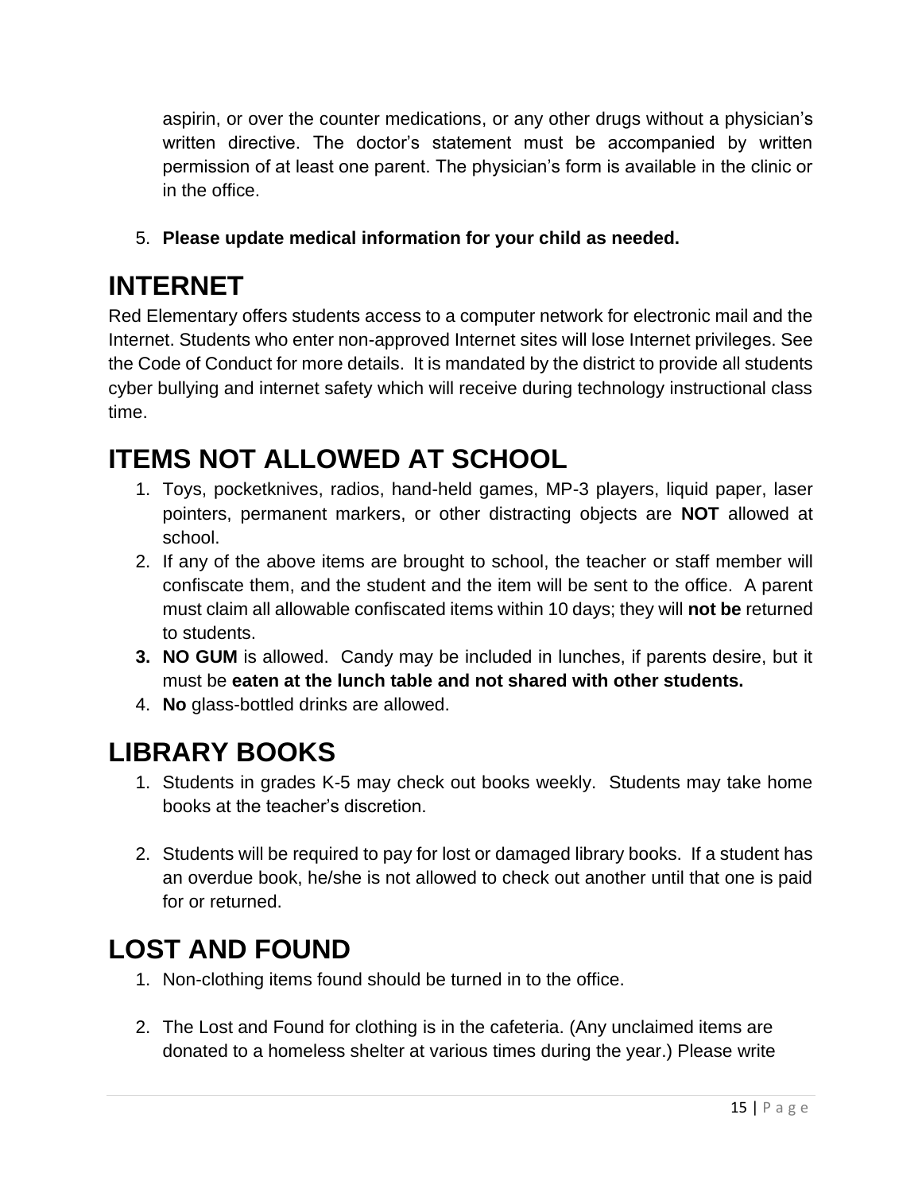aspirin, or over the counter medications, or any other drugs without a physician's written directive. The doctor's statement must be accompanied by written permission of at least one parent. The physician's form is available in the clinic or in the office.

5. **Please update medical information for your child as needed.**

# INTERNET

Red Elementary offers students access to a computer network for electronic mail and the Internet. Students who enter non-approved Internet sites will lose Internet privileges. See the Code of Conduct for more details. It is mandated by the district to provide all students cyber bullying and internet safety which will receive during technology instructional class time.

# ITEMS NOT ALLOWED AT SCHOOL

1. Toys, pocketknives, radios, hand-held games, MP-3 players, liquid paper, laser pointers, permanent markers, or other distracting objects are **NOT** allowed at school.
2. If any of the above items are brought to school, the teacher or staff member will confiscate them, and the student and the item will be sent to the office. A parent must claim all allowable confiscated items within 10 days; they will **not be** returned to students.
3. **NO GUM** is allowed. Candy may be included in lunches, if parents desire, but it must be **eaten at the lunch table and not shared with other students.**
4. **No** glass-bottled drinks are allowed.

# LIBRARY BOOKS

1. Students in grades K-5 may check out books weekly. Students may take home books at the teacher's discretion.

2. Students will be required to pay for lost or damaged library books. If a student has an overdue book, he/she is not allowed to check out another until that one is paid for or returned.

# LOST AND FOUND

1. Non-clothing items found should be turned in to the office.

2. The Lost and Found for clothing is in the cafeteria. (Any unclaimed items are donated to a homeless shelter at various times during the year.) Please write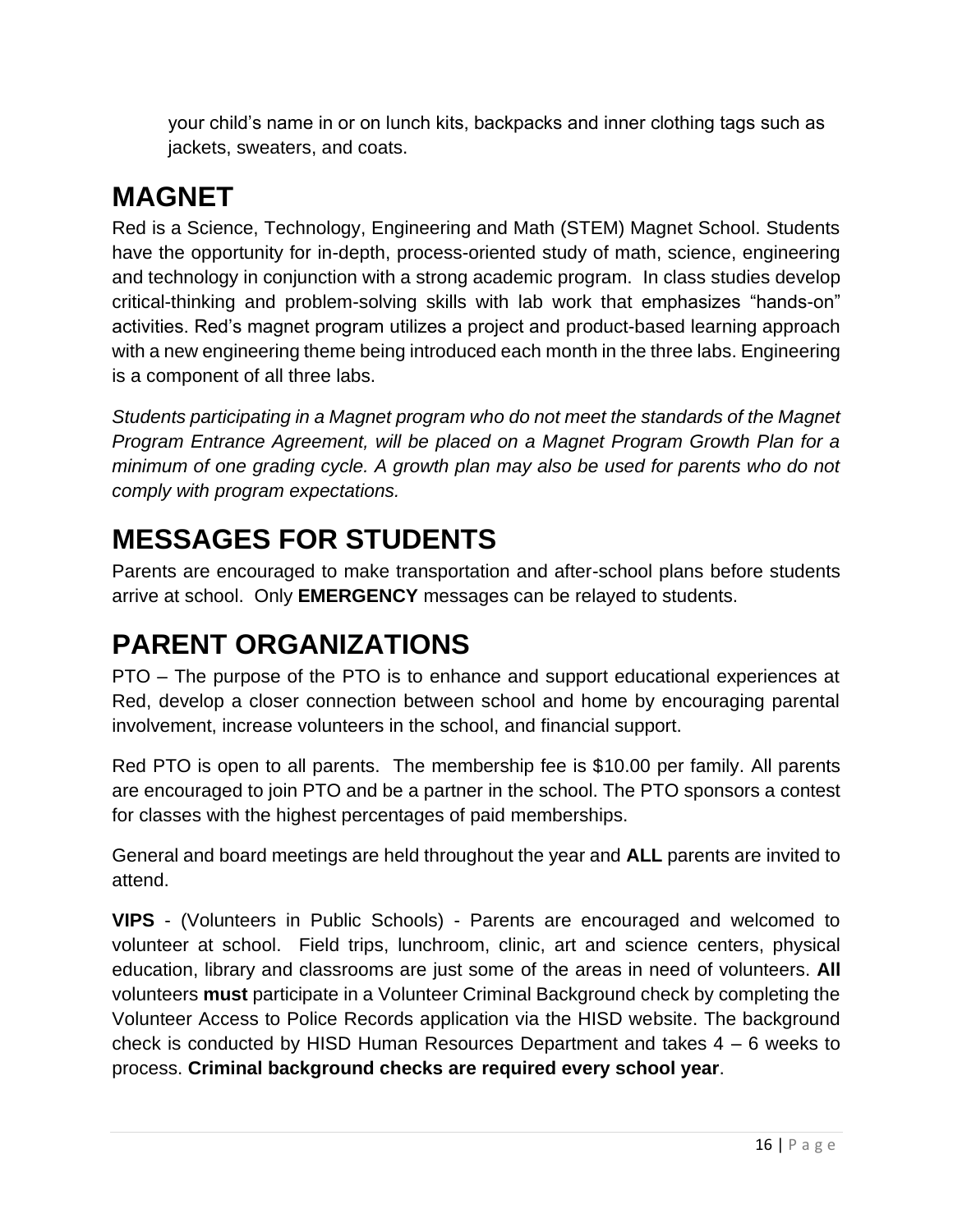your child's name in or on lunch kits, backpacks and inner clothing tags such as jackets, sweaters, and coats.

# MAGNET

Red is a Science, Technology, Engineering and Math (STEM) Magnet School. Students have the opportunity for in-depth, process-oriented study of math, science, engineering and technology in conjunction with a strong academic program. In class studies develop critical-thinking and problem-solving skills with lab work that emphasizes "hands-on" activities. Red's magnet program utilizes a project and product-based learning approach with a new engineering theme being introduced each month in the three labs. Engineering is a component of all three labs.

*Students participating in a Magnet program who do not meet the standards of the Magnet Program Entrance Agreement, will be placed on a Magnet Program Growth Plan for a minimum of one grading cycle. A growth plan may also be used for parents who do not comply with program expectations.*

# MESSAGES FOR STUDENTS

Parents are encouraged to make transportation and after-school plans before students arrive at school. Only **EMERGENCY** messages can be relayed to students.

# PARENT ORGANIZATIONS

PTO – The purpose of the PTO is to enhance and support educational experiences at Red, develop a closer connection between school and home by encouraging parental involvement, increase volunteers in the school, and financial support.

Red PTO is open to all parents. The membership fee is $10.00 per family. All parents are encouraged to join PTO and be a partner in the school. The PTO sponsors a contest for classes with the highest percentages of paid memberships.

General and board meetings are held throughout the year and **ALL** parents are invited to attend.

**VIPS** - (Volunteers in Public Schools) - Parents are encouraged and welcomed to volunteer at school. Field trips, lunchroom, clinic, art and science centers, physical education, library and classrooms are just some of the areas in need of volunteers. **All** volunteers **must** participate in a Volunteer Criminal Background check by completing the Volunteer Access to Police Records application via the HISD website. The background check is conducted by HISD Human Resources Department and takes 4 – 6 weeks to process. **Criminal background checks are required every school year**.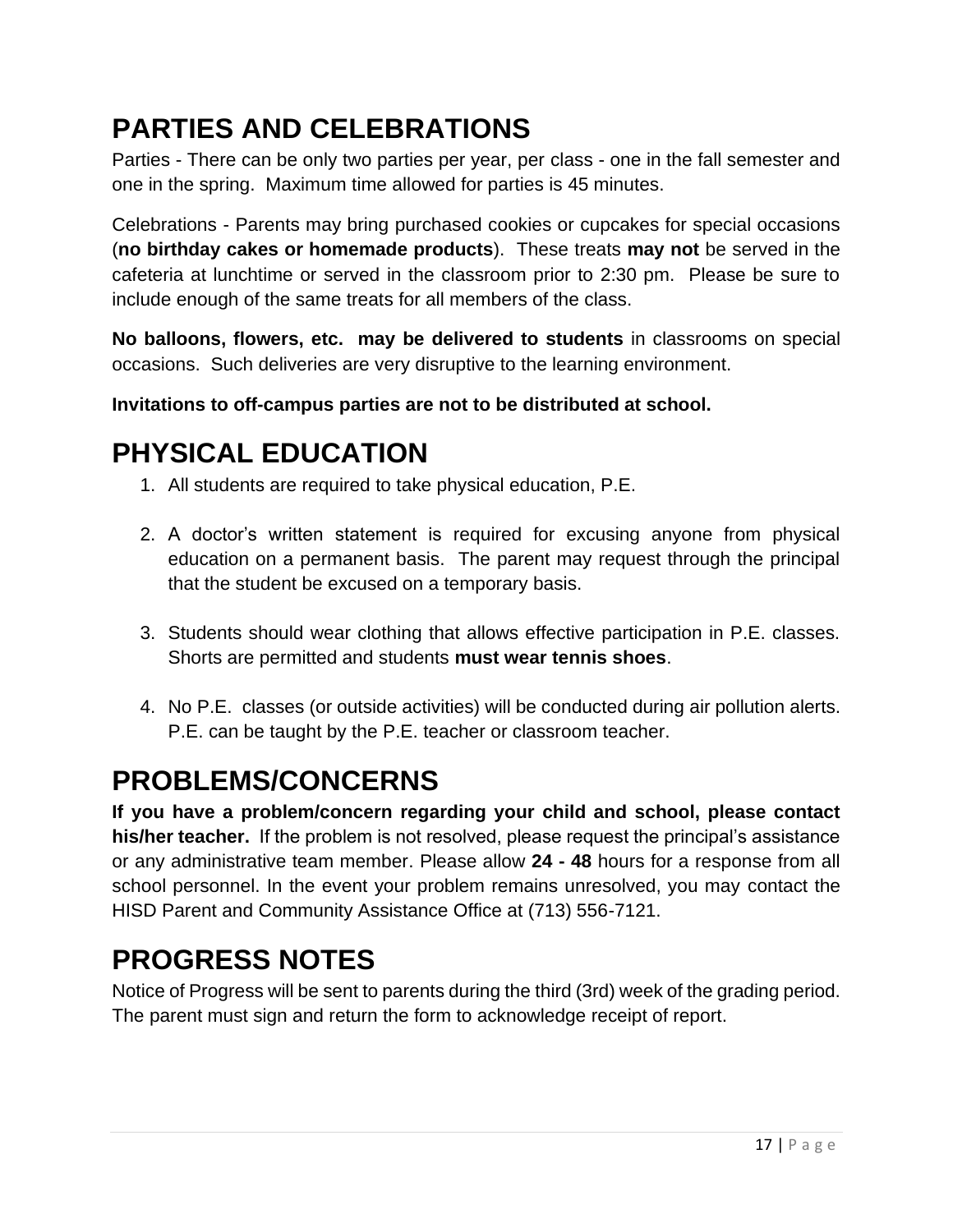# PARTIES AND CELEBRATIONS

Parties - There can be only two parties per year, per class - one in the fall semester and one in the spring. Maximum time allowed for parties is 45 minutes.

Celebrations - Parents may bring purchased cookies or cupcakes for special occasions (**no birthday cakes or homemade products**). These treats **may not** be served in the cafeteria at lunchtime or served in the classroom prior to 2:30 pm. Please be sure to include enough of the same treats for all members of the class.

**No balloons, flowers, etc. may be delivered to students** in classrooms on special occasions. Such deliveries are very disruptive to the learning environment.

**Invitations to off-campus parties are not to be distributed at school.**

# PHYSICAL EDUCATION

1. All students are required to take physical education, P.E.

2. A doctor's written statement is required for excusing anyone from physical education on a permanent basis. The parent may request through the principal that the student be excused on a temporary basis.

3. Students should wear clothing that allows effective participation in P.E. classes. Shorts are permitted and students **must wear tennis shoes**.

4. No P.E. classes (or outside activities) will be conducted during air pollution alerts. P.E. can be taught by the P.E. teacher or classroom teacher.

# PROBLEMS/CONCERNS

**If you have a problem/concern regarding your child and school, please contact his/her teacher.** If the problem is not resolved, please request the principal's assistance or any administrative team member. Please allow **24 - 48** hours for a response from all school personnel. In the event your problem remains unresolved, you may contact the HISD Parent and Community Assistance Office at (713) 556-7121.

# PROGRESS NOTES

Notice of Progress will be sent to parents during the third (3rd) week of the grading period. The parent must sign and return the form to acknowledge receipt of report.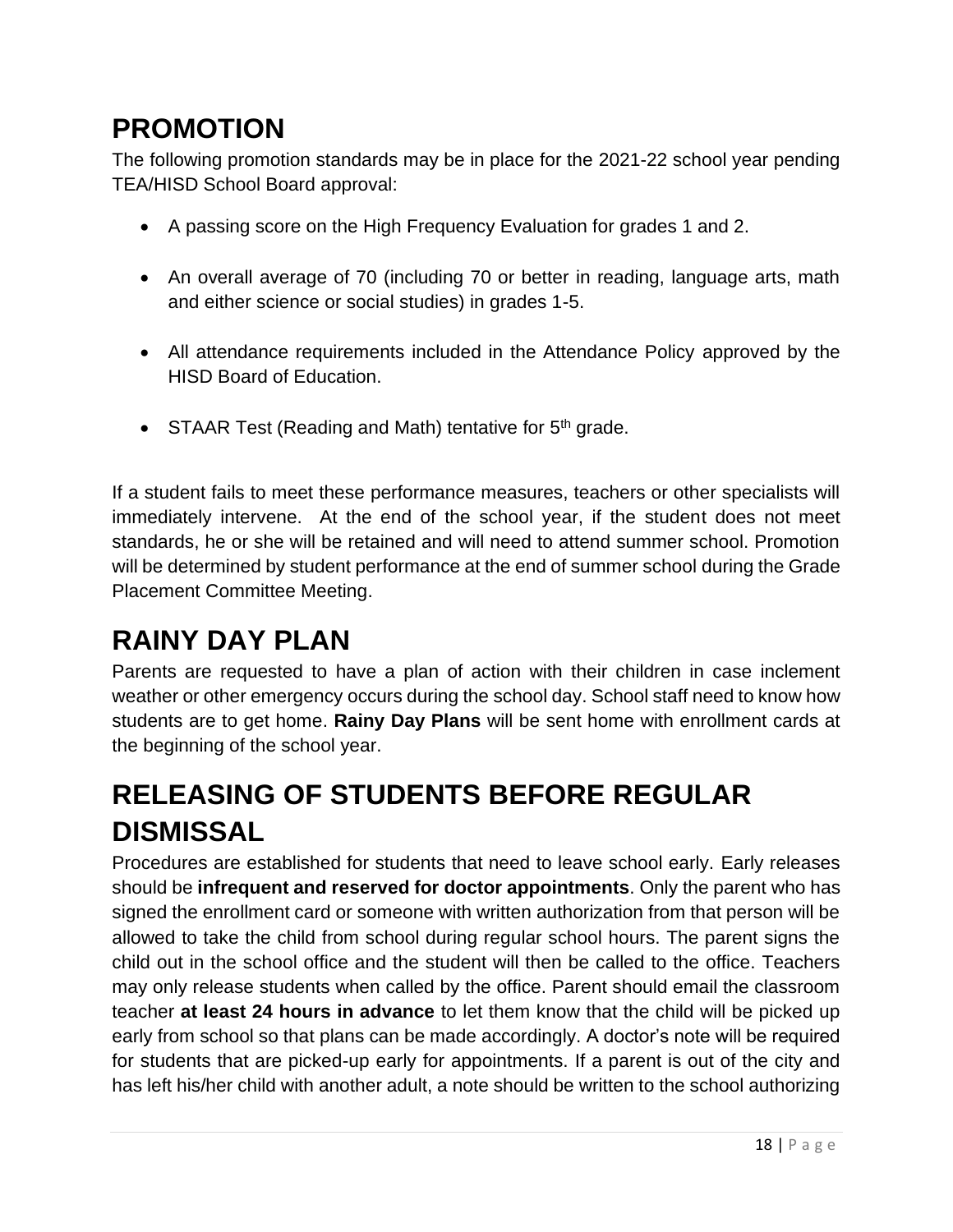# PROMOTION

The following promotion standards may be in place for the 2021-22 school year pending TEA/HISD School Board approval:

- A passing score on the High Frequency Evaluation for grades 1 and 2.
- An overall average of 70 (including 70 or better in reading, language arts, math and either science or social studies) in grades 1-5.
- All attendance requirements included in the Attendance Policy approved by the HISD Board of Education.
- STAAR Test (Reading and Math) tentative for 5th grade.

If a student fails to meet these performance measures, teachers or other specialists will immediately intervene. At the end of the school year, if the student does not meet standards, he or she will be retained and will need to attend summer school. Promotion will be determined by student performance at the end of summer school during the Grade Placement Committee Meeting.

# RAINY DAY PLAN

Parents are requested to have a plan of action with their children in case inclement weather or other emergency occurs during the school day. School staff need to know how students are to get home. **Rainy Day Plans** will be sent home with enrollment cards at the beginning of the school year.

# RELEASING OF STUDENTS BEFORE REGULAR DISMISSAL

Procedures are established for students that need to leave school early. Early releases should be **infrequent and reserved for doctor appointments**. Only the parent who has signed the enrollment card or someone with written authorization from that person will be allowed to take the child from school during regular school hours. The parent signs the child out in the school office and the student will then be called to the office. Teachers may only release students when called by the office. Parent should email the classroom teacher **at least 24 hours in advance** to let them know that the child will be picked up early from school so that plans can be made accordingly. A doctor's note will be required for students that are picked-up early for appointments. If a parent is out of the city and has left his/her child with another adult, a note should be written to the school authorizing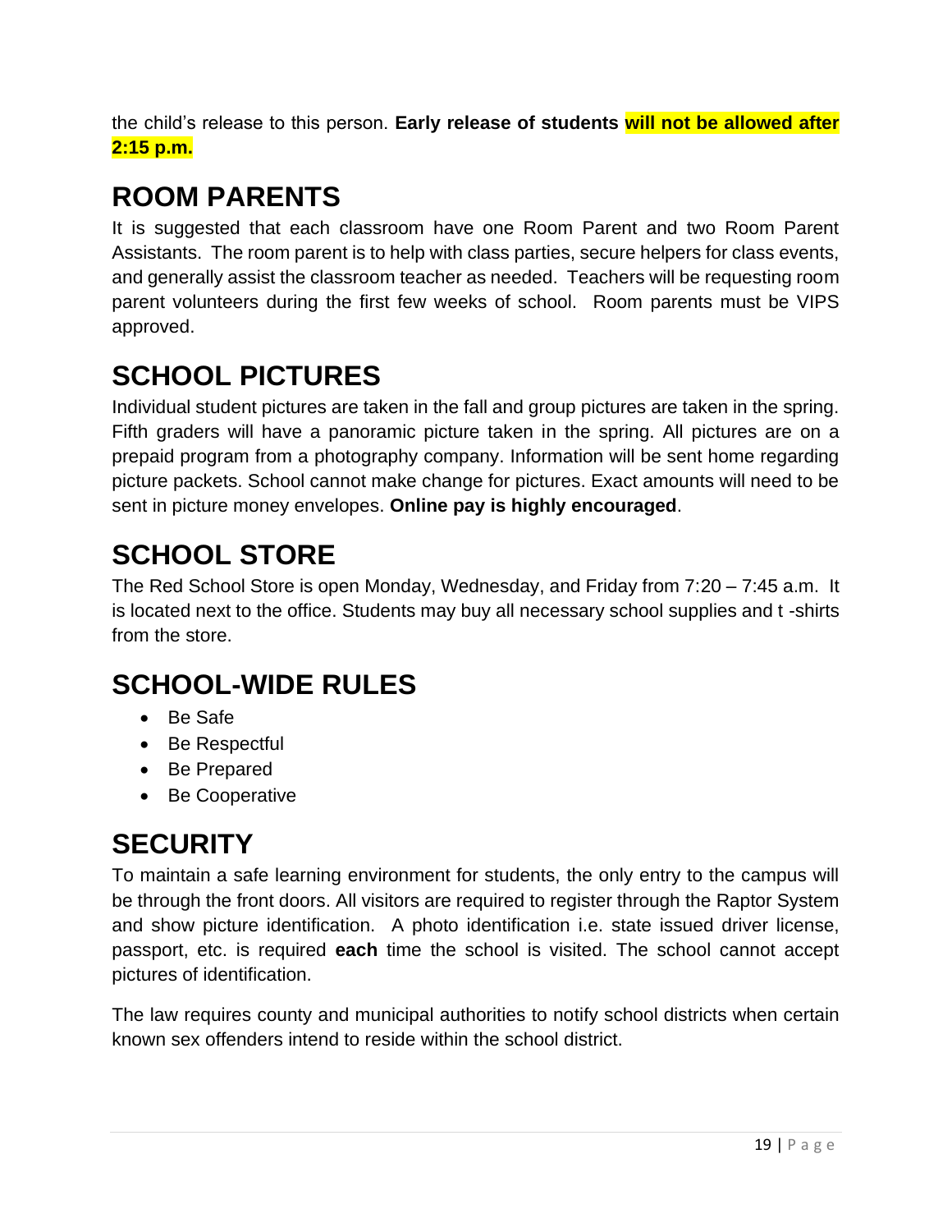the child's release to this person. **Early release of students will not be allowed after 2:15 p.m.**

# ROOM PARENTS

It is suggested that each classroom have one Room Parent and two Room Parent Assistants. The room parent is to help with class parties, secure helpers for class events, and generally assist the classroom teacher as needed. Teachers will be requesting room parent volunteers during the first few weeks of school. Room parents must be VIPS approved.

# SCHOOL PICTURES

Individual student pictures are taken in the fall and group pictures are taken in the spring. Fifth graders will have a panoramic picture taken in the spring. All pictures are on a prepaid program from a photography company. Information will be sent home regarding picture packets. School cannot make change for pictures. Exact amounts will need to be sent in picture money envelopes. **Online pay is highly encouraged**.

# SCHOOL STORE

The Red School Store is open Monday, Wednesday, and Friday from 7:20 – 7:45 a.m. It is located next to the office. Students may buy all necessary school supplies and t -shirts from the store.

# SCHOOL-WIDE RULES

- Be Safe
- Be Respectful
- Be Prepared
- Be Cooperative

# SECURITY

To maintain a safe learning environment for students, the only entry to the campus will be through the front doors. All visitors are required to register through the Raptor System and show picture identification. A photo identification i.e. state issued driver license, passport, etc. is required **each** time the school is visited. The school cannot accept pictures of identification.

The law requires county and municipal authorities to notify school districts when certain known sex offenders intend to reside within the school district.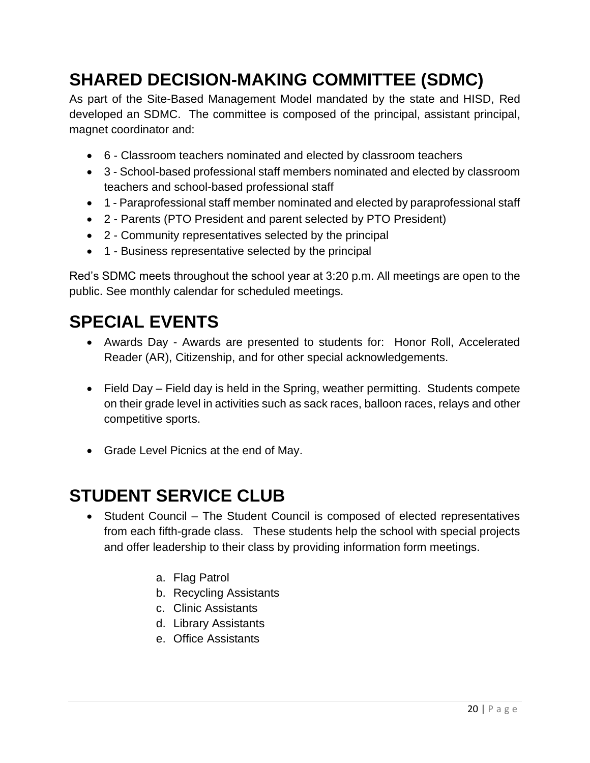# SHARED DECISION-MAKING COMMITTEE (SDMC)

As part of the Site-Based Management Model mandated by the state and HISD, Red developed an SDMC. The committee is composed of the principal, assistant principal, magnet coordinator and:

- 6 - Classroom teachers nominated and elected by classroom teachers
- 3 - School-based professional staff members nominated and elected by classroom teachers and school-based professional staff
- 1 - Paraprofessional staff member nominated and elected by paraprofessional staff
- 2 - Parents (PTO President and parent selected by PTO President)
- 2 - Community representatives selected by the principal
- 1 - Business representative selected by the principal

Red's SDMC meets throughout the school year at 3:20 p.m. All meetings are open to the public. See monthly calendar for scheduled meetings.

# SPECIAL EVENTS

- Awards Day - Awards are presented to students for: Honor Roll, Accelerated Reader (AR), Citizenship, and for other special acknowledgements.

- Field Day – Field day is held in the Spring, weather permitting. Students compete on their grade level in activities such as sack races, balloon races, relays and other competitive sports.

- Grade Level Picnics at the end of May.

# STUDENT SERVICE CLUB

- Student Council – The Student Council is composed of elected representatives from each fifth-grade class. These students help the school with special projects and offer leadership to their class by providing information form meetings.

  a. Flag Patrol
  b. Recycling Assistants
  c. Clinic Assistants
  d. Library Assistants
  e. Office Assistants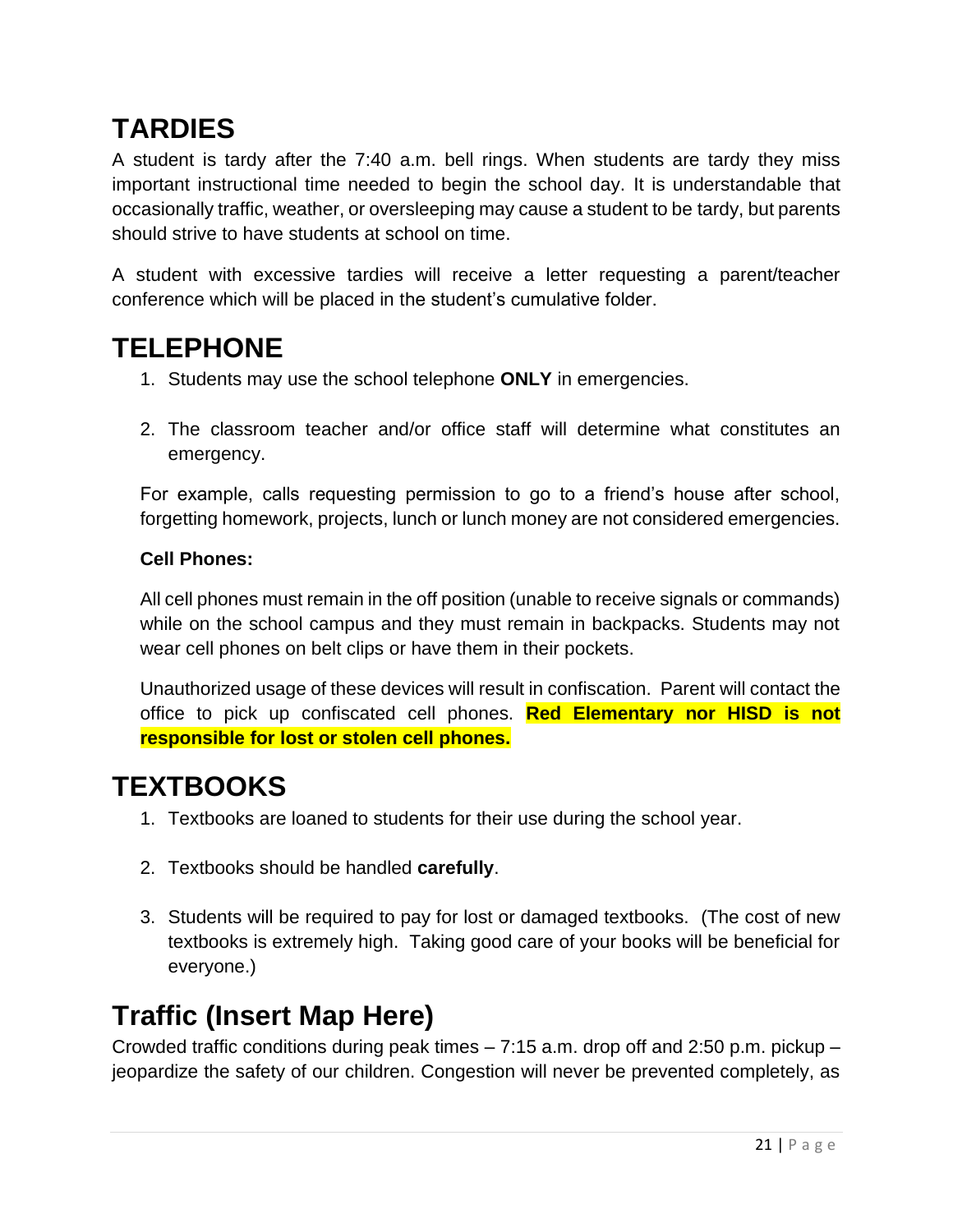# TARDIES

A student is tardy after the 7:40 a.m. bell rings. When students are tardy they miss important instructional time needed to begin the school day. It is understandable that occasionally traffic, weather, or oversleeping may cause a student to be tardy, but parents should strive to have students at school on time.

A student with excessive tardies will receive a letter requesting a parent/teacher conference which will be placed in the student's cumulative folder.

# TELEPHONE

1. Students may use the school telephone **ONLY** in emergencies.

2. The classroom teacher and/or office staff will determine what constitutes an emergency.

For example, calls requesting permission to go to a friend's house after school, forgetting homework, projects, lunch or lunch money are not considered emergencies.

**Cell Phones:**

All cell phones must remain in the off position (unable to receive signals or commands) while on the school campus and they must remain in backpacks. Students may not wear cell phones on belt clips or have them in their pockets.

Unauthorized usage of these devices will result in confiscation. Parent will contact the office to pick up confiscated cell phones. **Red Elementary nor HISD is not responsible for lost or stolen cell phones.**

# TEXTBOOKS

1. Textbooks are loaned to students for their use during the school year.

2. Textbooks should be handled **carefully**.

3. Students will be required to pay for lost or damaged textbooks. (The cost of new textbooks is extremely high. Taking good care of your books will be beneficial for everyone.)

# Traffic (Insert Map Here)

Crowded traffic conditions during peak times – 7:15 a.m. drop off and 2:50 p.m. pickup – jeopardize the safety of our children. Congestion will never be prevented completely, as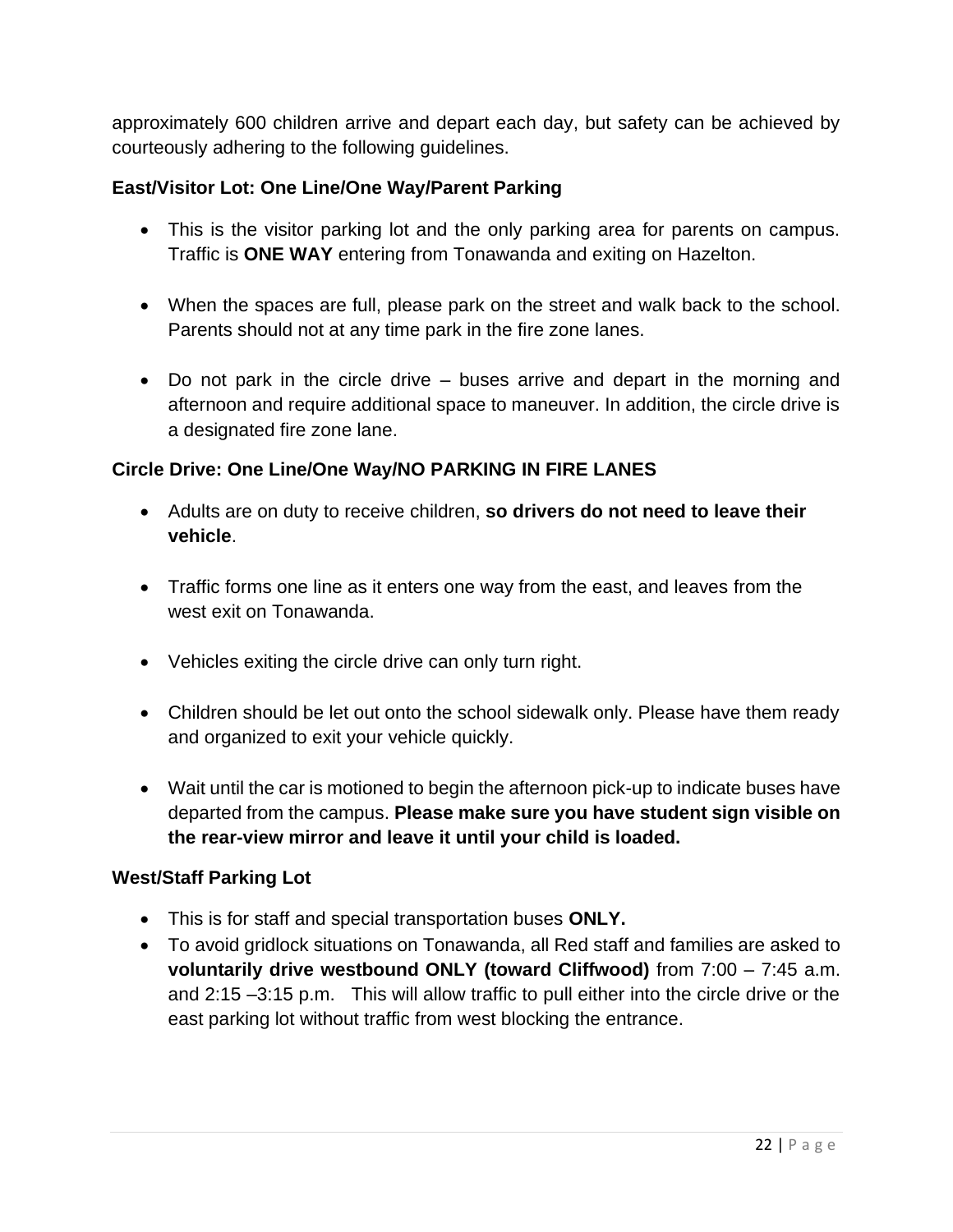approximately 600 children arrive and depart each day, but safety can be achieved by courteously adhering to the following guidelines.

**East/Visitor Lot: One Line/One Way/Parent Parking**

- This is the visitor parking lot and the only parking area for parents on campus. Traffic is **ONE WAY** entering from Tonawanda and exiting on Hazelton.

- When the spaces are full, please park on the street and walk back to the school. Parents should not at any time park in the fire zone lanes.

- Do not park in the circle drive – buses arrive and depart in the morning and afternoon and require additional space to maneuver. In addition, the circle drive is a designated fire zone lane.

**Circle Drive: One Line/One Way/NO PARKING IN FIRE LANES**

- Adults are on duty to receive children, **so drivers do not need to leave their vehicle**.

- Traffic forms one line as it enters one way from the east, and leaves from the west exit on Tonawanda.

- Vehicles exiting the circle drive can only turn right.

- Children should be let out onto the school sidewalk only. Please have them ready and organized to exit your vehicle quickly.

- Wait until the car is motioned to begin the afternoon pick-up to indicate buses have departed from the campus. **Please make sure you have student sign visible on the rear-view mirror and leave it until your child is loaded.**

**West/Staff Parking Lot**

- This is for staff and special transportation buses **ONLY.**
- To avoid gridlock situations on Tonawanda, all Red staff and families are asked to **voluntarily drive westbound ONLY (toward Cliffwood)** from 7:00 – 7:45 a.m. and 2:15 –3:15 p.m. This will allow traffic to pull either into the circle drive or the east parking lot without traffic from west blocking the entrance.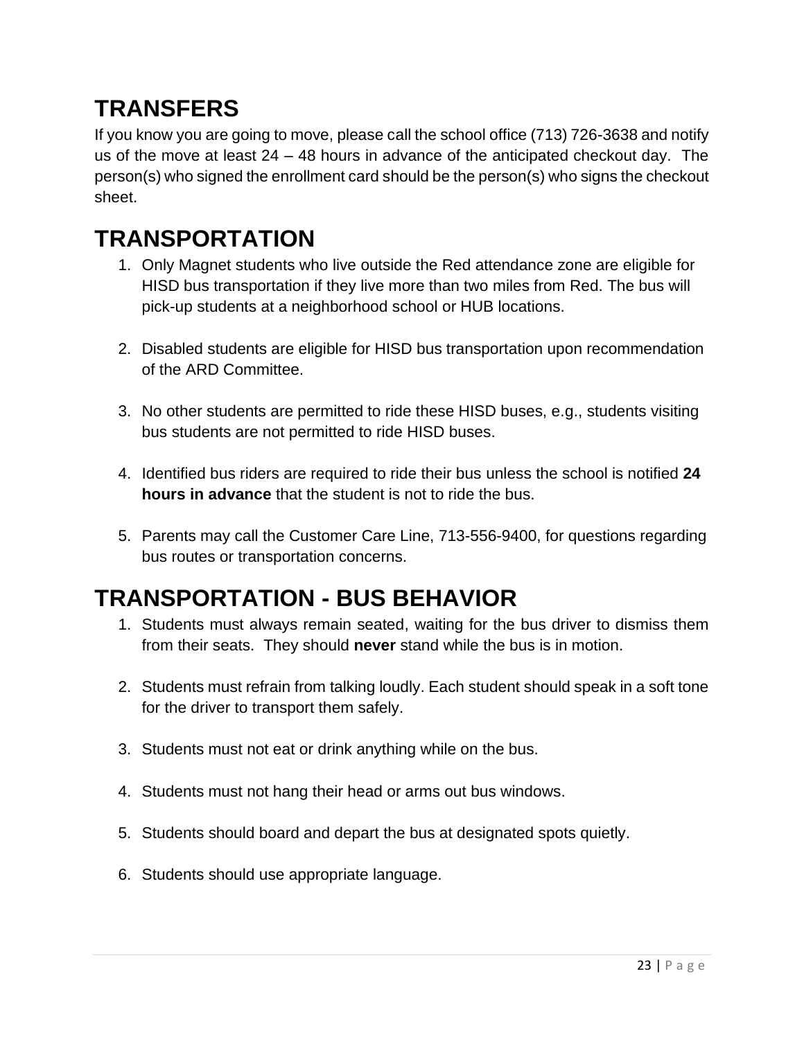# TRANSFERS

If you know you are going to move, please call the school office (713) 726-3638 and notify us of the move at least 24 – 48 hours in advance of the anticipated checkout day. The person(s) who signed the enrollment card should be the person(s) who signs the checkout sheet.

# TRANSPORTATION

1. Only Magnet students who live outside the Red attendance zone are eligible for HISD bus transportation if they live more than two miles from Red. The bus will pick-up students at a neighborhood school or HUB locations.

2. Disabled students are eligible for HISD bus transportation upon recommendation of the ARD Committee.

3. No other students are permitted to ride these HISD buses, e.g., students visiting bus students are not permitted to ride HISD buses.

4. Identified bus riders are required to ride their bus unless the school is notified **24 hours in advance** that the student is not to ride the bus.

5. Parents may call the Customer Care Line, 713-556-9400, for questions regarding bus routes or transportation concerns.

# TRANSPORTATION - BUS BEHAVIOR

1. Students must always remain seated, waiting for the bus driver to dismiss them from their seats. They should **never** stand while the bus is in motion.

2. Students must refrain from talking loudly. Each student should speak in a soft tone for the driver to transport them safely.

3. Students must not eat or drink anything while on the bus.

4. Students must not hang their head or arms out bus windows.

5. Students should board and depart the bus at designated spots quietly.

6. Students should use appropriate language.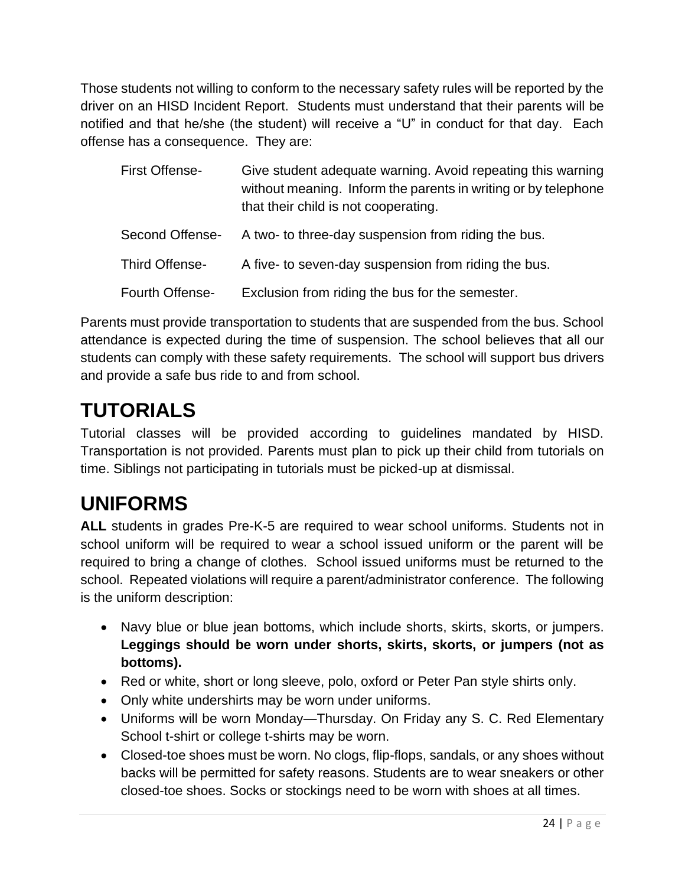Those students not willing to conform to the necessary safety rules will be reported by the driver on an HISD Incident Report. Students must understand that their parents will be notified and that he/she (the student) will receive a "U" in conduct for that day. Each offense has a consequence. They are:

| | |
|---|---|
| First Offense- | Give student adequate warning. Avoid repeating this warning without meaning. Inform the parents in writing or by telephone that their child is not cooperating. |
| Second Offense- | A two- to three-day suspension from riding the bus. |
| Third Offense- | A five- to seven-day suspension from riding the bus. |
| Fourth Offense- | Exclusion from riding the bus for the semester. |

Parents must provide transportation to students that are suspended from the bus. School attendance is expected during the time of suspension. The school believes that all our students can comply with these safety requirements. The school will support bus drivers and provide a safe bus ride to and from school.

# TUTORIALS

Tutorial classes will be provided according to guidelines mandated by HISD. Transportation is not provided. Parents must plan to pick up their child from tutorials on time. Siblings not participating in tutorials must be picked-up at dismissal.

# UNIFORMS

**ALL** students in grades Pre-K-5 are required to wear school uniforms. Students not in school uniform will be required to wear a school issued uniform or the parent will be required to bring a change of clothes. School issued uniforms must be returned to the school. Repeated violations will require a parent/administrator conference. The following is the uniform description:

- Navy blue or blue jean bottoms, which include shorts, skirts, skorts, or jumpers. **Leggings should be worn under shorts, skirts, skorts, or jumpers (not as bottoms).**
- Red or white, short or long sleeve, polo, oxford or Peter Pan style shirts only.
- Only white undershirts may be worn under uniforms.
- Uniforms will be worn Monday—Thursday. On Friday any S. C. Red Elementary School t-shirt or college t-shirts may be worn.
- Closed-toe shoes must be worn. No clogs, flip-flops, sandals, or any shoes without backs will be permitted for safety reasons. Students are to wear sneakers or other closed-toe shoes. Socks or stockings need to be worn with shoes at all times.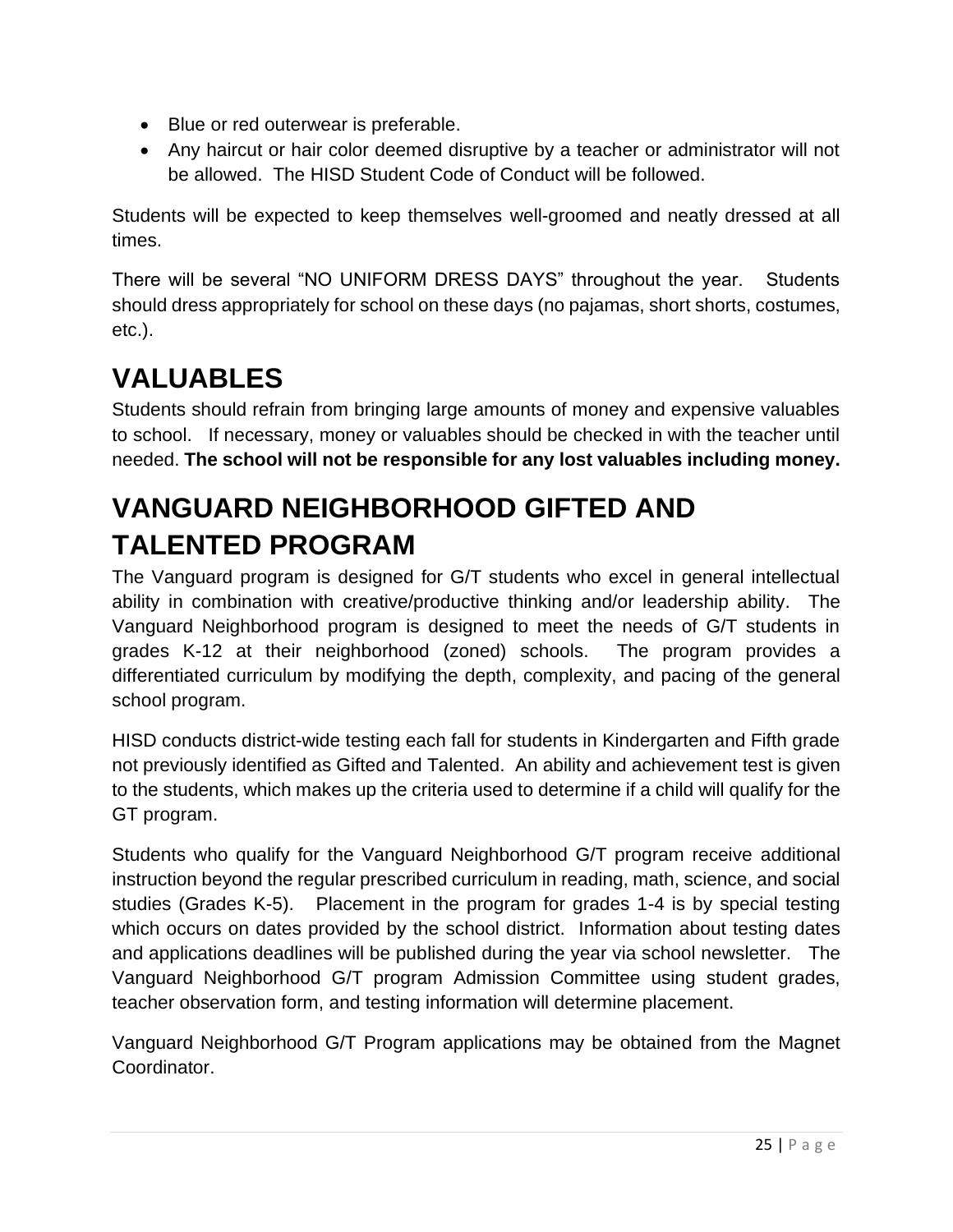- Blue or red outerwear is preferable.
- Any haircut or hair color deemed disruptive by a teacher or administrator will not be allowed. The HISD Student Code of Conduct will be followed.

Students will be expected to keep themselves well-groomed and neatly dressed at all times.

There will be several "NO UNIFORM DRESS DAYS" throughout the year. Students should dress appropriately for school on these days (no pajamas, short shorts, costumes, etc.).

# VALUABLES

Students should refrain from bringing large amounts of money and expensive valuables to school. If necessary, money or valuables should be checked in with the teacher until needed. **The school will not be responsible for any lost valuables including money.**

# VANGUARD NEIGHBORHOOD GIFTED AND TALENTED PROGRAM

The Vanguard program is designed for G/T students who excel in general intellectual ability in combination with creative/productive thinking and/or leadership ability. The Vanguard Neighborhood program is designed to meet the needs of G/T students in grades K-12 at their neighborhood (zoned) schools. The program provides a differentiated curriculum by modifying the depth, complexity, and pacing of the general school program.

HISD conducts district-wide testing each fall for students in Kindergarten and Fifth grade not previously identified as Gifted and Talented. An ability and achievement test is given to the students, which makes up the criteria used to determine if a child will qualify for the GT program.

Students who qualify for the Vanguard Neighborhood G/T program receive additional instruction beyond the regular prescribed curriculum in reading, math, science, and social studies (Grades K-5). Placement in the program for grades 1-4 is by special testing which occurs on dates provided by the school district. Information about testing dates and applications deadlines will be published during the year via school newsletter. The Vanguard Neighborhood G/T program Admission Committee using student grades, teacher observation form, and testing information will determine placement.

Vanguard Neighborhood G/T Program applications may be obtained from the Magnet Coordinator.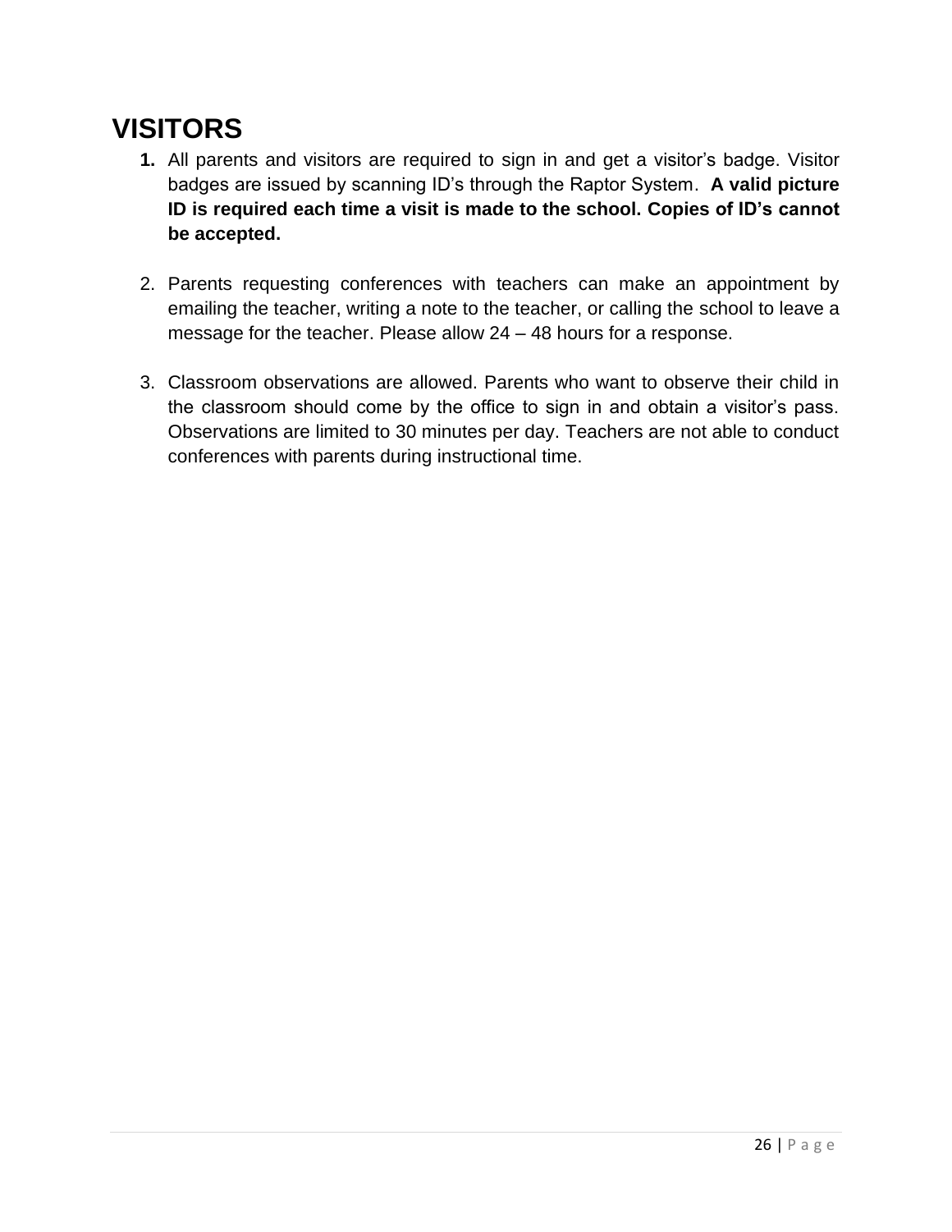# VISITORS

1. All parents and visitors are required to sign in and get a visitor's badge. Visitor badges are issued by scanning ID's through the Raptor System. **A valid picture ID is required each time a visit is made to the school. Copies of ID's cannot be accepted.**

2. Parents requesting conferences with teachers can make an appointment by emailing the teacher, writing a note to the teacher, or calling the school to leave a message for the teacher. Please allow 24 – 48 hours for a response.

3. Classroom observations are allowed. Parents who want to observe their child in the classroom should come by the office to sign in and obtain a visitor's pass. Observations are limited to 30 minutes per day. Teachers are not able to conduct conferences with parents during instructional time.